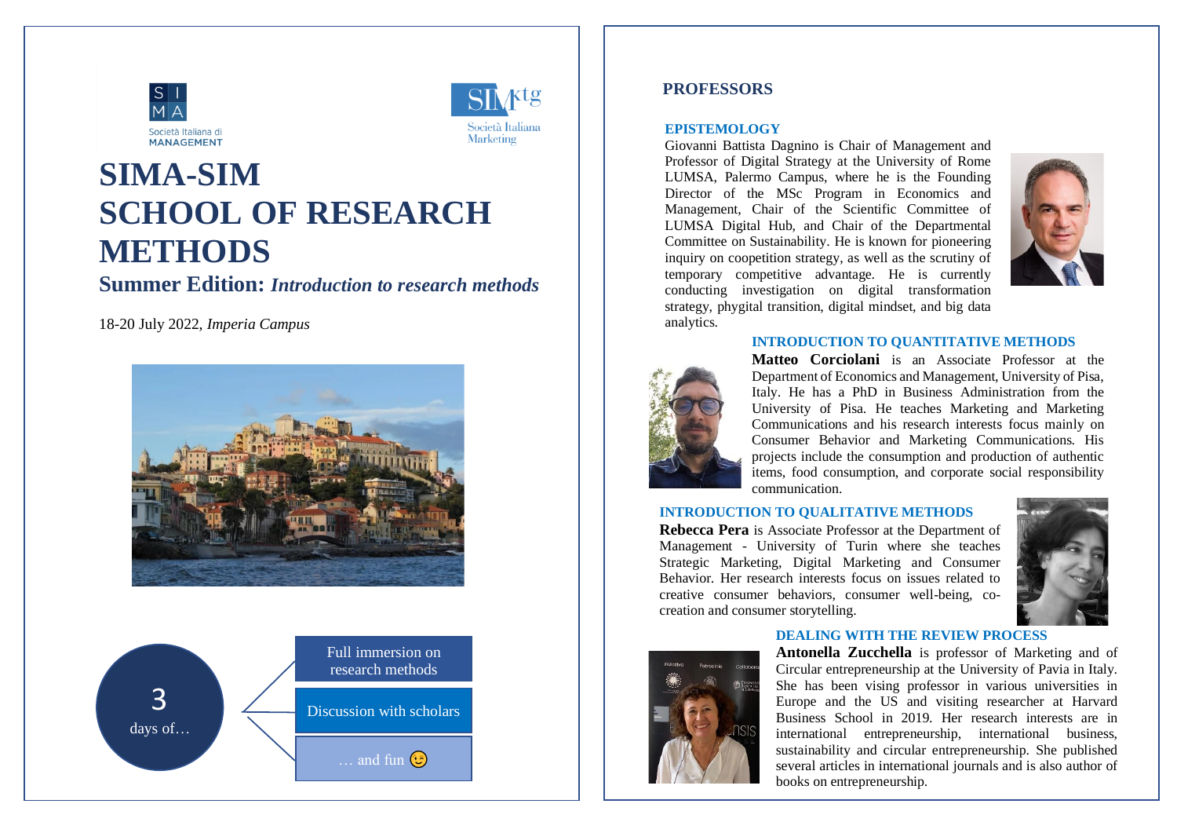Società Italiana di MANAGEMENT

Società Italiana Marketing

# SIMA-SIM SCHOOL OF RESEARCH METHODS

## Summer Edition: *Introduction to research methods*

18-20 July 2022, *Imperia Campus*

3 days of…

- Full immersion on research methods
- Discussion with scholars
- … and fun 😉

## PROFESSORS

### EPISTEMOLOGY

Giovanni Battista Dagnino is Chair of Management and Professor of Digital Strategy at the University of Rome LUMSA, Palermo Campus, where he is the Founding Director of the MSc Program in Economics and Management, Chair of the Scientific Committee of LUMSA Digital Hub, and Chair of the Departmental Committee on Sustainability. He is known for pioneering inquiry on coopetition strategy, as well as the scrutiny of temporary competitive advantage. He is currently conducting investigation on digital transformation strategy, phygital transition, digital mindset, and big data analytics.

### INTRODUCTION TO QUANTITATIVE METHODS

**Matteo Corciolani** is an Associate Professor at the Department of Economics and Management, University of Pisa, Italy. He has a PhD in Business Administration from the University of Pisa. He teaches Marketing and Marketing Communications and his research interests focus mainly on Consumer Behavior and Marketing Communications. His projects include the consumption and production of authentic items, food consumption, and corporate social responsibility communication.

### INTRODUCTION TO QUALITATIVE METHODS

**Rebecca Pera** is Associate Professor at the Department of Management - University of Turin where she teaches Strategic Marketing, Digital Marketing and Consumer Behavior. Her research interests focus on issues related to creative consumer behaviors, consumer well-being, co-creation and consumer storytelling.

### DEALING WITH THE REVIEW PROCESS

**Antonella Zucchella** is professor of Marketing and of Circular entrepreneurship at the University of Pavia in Italy. She has been vising professor in various universities in Europe and the US and visiting researcher at Harvard Business School in 2019. Her research interests are in international entrepreneurship, international business, sustainability and circular entrepreneurship. She published several articles in international journals and is also author of books on entrepreneurship.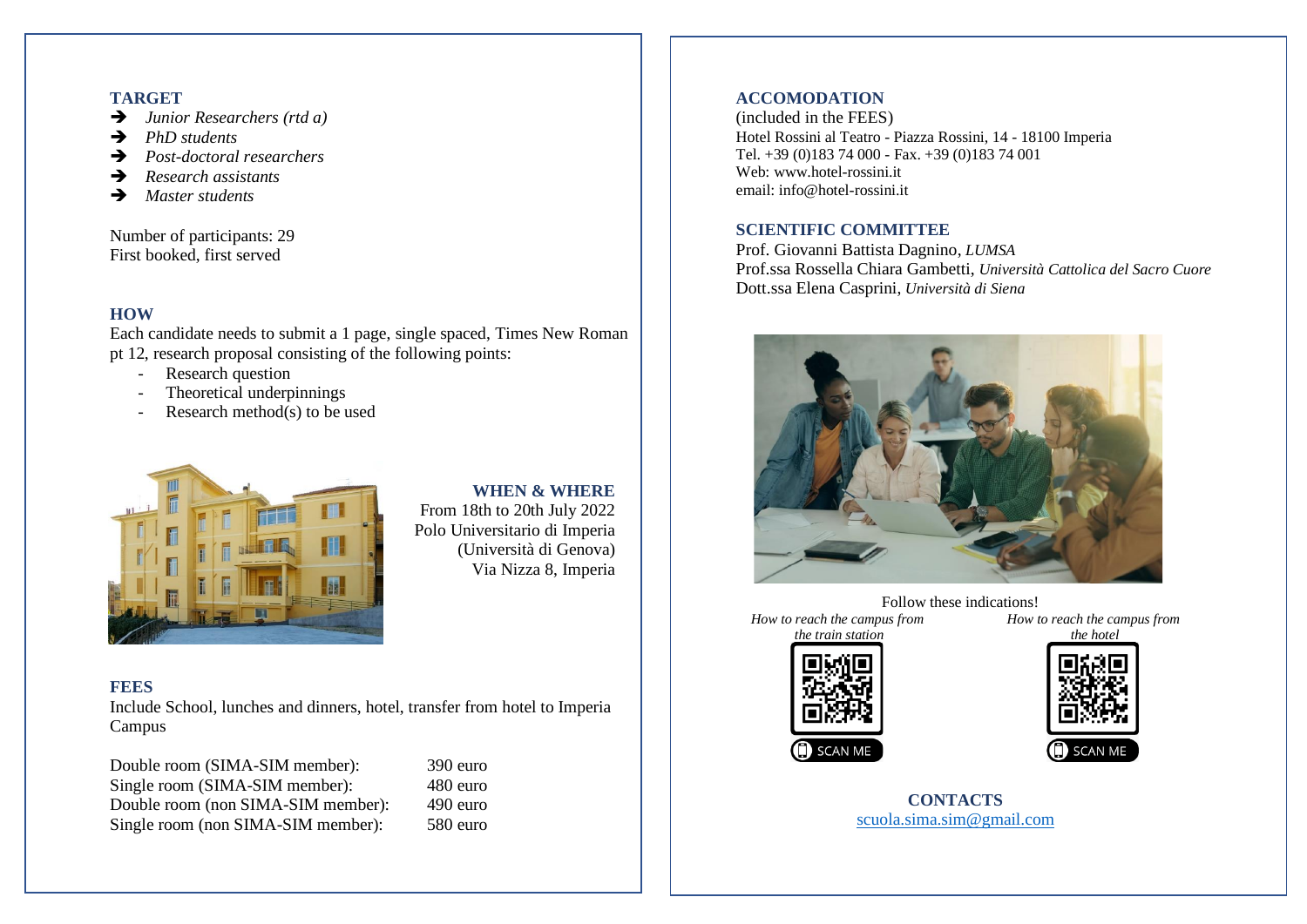## TARGET

- *Junior Researchers (rtd a)*
- *PhD students*
- *Post-doctoral researchers*
- *Research assistants*
- *Master students*

Number of participants: 29
First booked, first served

## HOW

Each candidate needs to submit a 1 page, single spaced, Times New Roman pt 12, research proposal consisting of the following points:

- Research question
- Theoretical underpinnings
- Research method(s) to be used

## WHEN & WHERE

From 18th to 20th July 2022
Polo Universitario di Imperia
(Università di Genova)
Via Nizza 8, Imperia

## FEES

Include School, lunches and dinners, hotel, transfer from hotel to Imperia Campus

| | |
|---|---|
| Double room (SIMA-SIM member): | 390 euro |
| Single room (SIMA-SIM member): | 480 euro |
| Double room (non SIMA-SIM member): | 490 euro |
| Single room (non SIMA-SIM member): | 580 euro |

## ACCOMODATION

(included in the FEES)
Hotel Rossini al Teatro - Piazza Rossini, 14 - 18100 Imperia
Tel. +39 (0)183 74 000 - Fax. +39 (0)183 74 001
Web: www.hotel-rossini.it
email: info@hotel-rossini.it

## SCIENTIFIC COMMITTEE

Prof. Giovanni Battista Dagnino, *LUMSA*
Prof.ssa Rossella Chiara Gambetti, *Università Cattolica del Sacro Cuore*
Dott.ssa Elena Casprini, *Università di Siena*

Follow these indications!

*How to reach the campus from the train station*

SCAN ME

*How to reach the campus from the hotel*

SCAN ME

## CONTACTS

scuola.sima.sim@gmail.com